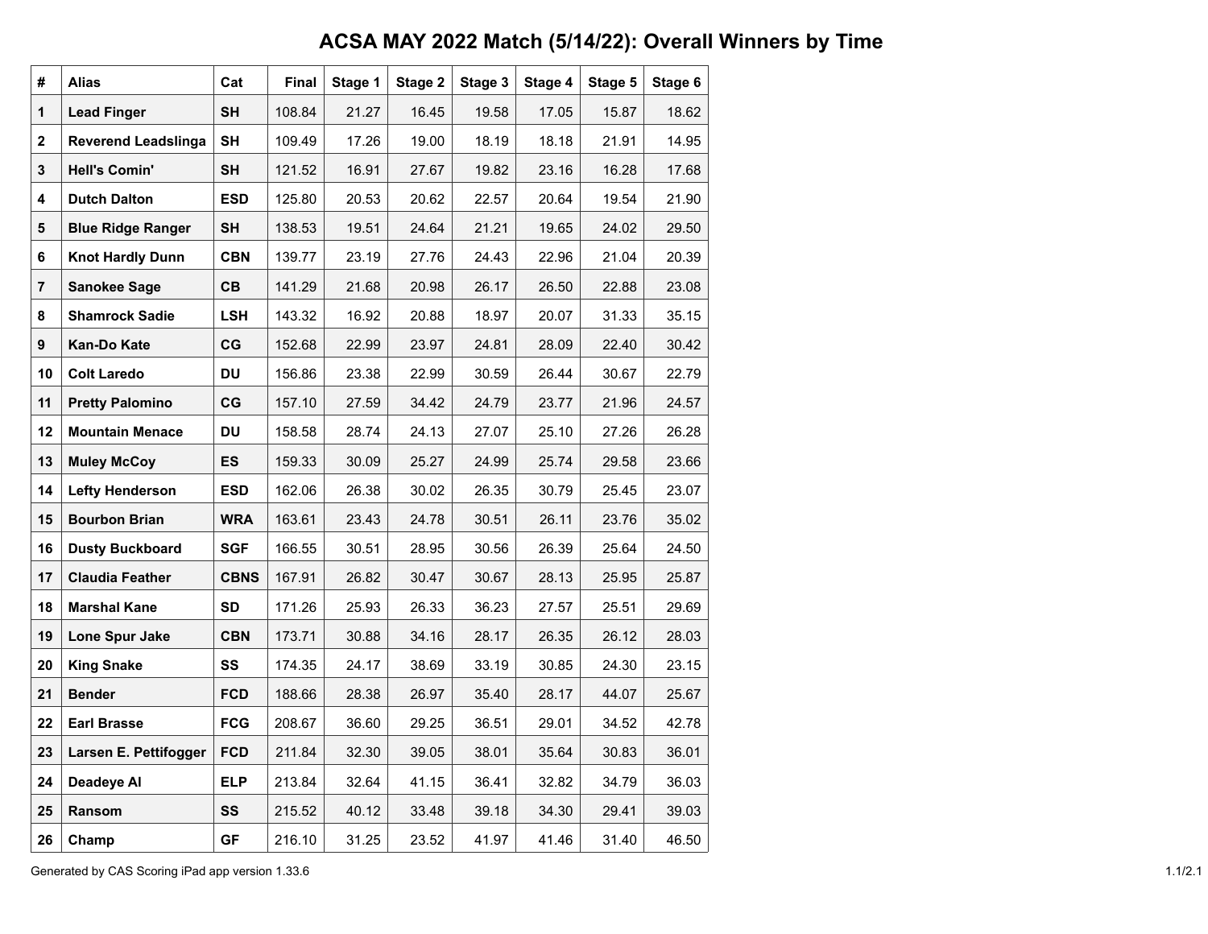# ACSA MAY 2022 Match (5/14/22): Overall Winners by Time

| # | Alias | Cat | Final | Stage 1 | Stage 2 | Stage 3 | Stage 4 | Stage 5 | Stage 6 |
|---|---|---|---|---|---|---|---|---|---|
| 1 | **Lead Finger** | **SH** | 108.84 | 21.27 | 16.45 | 19.58 | 17.05 | 15.87 | 18.62 |
| 2 | **Reverend Leadslinga** | **SH** | 109.49 | 17.26 | 19.00 | 18.19 | 18.18 | 21.91 | 14.95 |
| 3 | **Hell's Comin'** | **SH** | 121.52 | 16.91 | 27.67 | 19.82 | 23.16 | 16.28 | 17.68 |
| 4 | **Dutch Dalton** | **ESD** | 125.80 | 20.53 | 20.62 | 22.57 | 20.64 | 19.54 | 21.90 |
| 5 | **Blue Ridge Ranger** | **SH** | 138.53 | 19.51 | 24.64 | 21.21 | 19.65 | 24.02 | 29.50 |
| 6 | **Knot Hardly Dunn** | **CBN** | 139.77 | 23.19 | 27.76 | 24.43 | 22.96 | 21.04 | 20.39 |
| 7 | **Sanokee Sage** | **CB** | 141.29 | 21.68 | 20.98 | 26.17 | 26.50 | 22.88 | 23.08 |
| 8 | **Shamrock Sadie** | **LSH** | 143.32 | 16.92 | 20.88 | 18.97 | 20.07 | 31.33 | 35.15 |
| 9 | **Kan-Do Kate** | **CG** | 152.68 | 22.99 | 23.97 | 24.81 | 28.09 | 22.40 | 30.42 |
| 10 | **Colt Laredo** | **DU** | 156.86 | 23.38 | 22.99 | 30.59 | 26.44 | 30.67 | 22.79 |
| 11 | **Pretty Palomino** | **CG** | 157.10 | 27.59 | 34.42 | 24.79 | 23.77 | 21.96 | 24.57 |
| 12 | **Mountain Menace** | **DU** | 158.58 | 28.74 | 24.13 | 27.07 | 25.10 | 27.26 | 26.28 |
| 13 | **Muley McCoy** | **ES** | 159.33 | 30.09 | 25.27 | 24.99 | 25.74 | 29.58 | 23.66 |
| 14 | **Lefty Henderson** | **ESD** | 162.06 | 26.38 | 30.02 | 26.35 | 30.79 | 25.45 | 23.07 |
| 15 | **Bourbon Brian** | **WRA** | 163.61 | 23.43 | 24.78 | 30.51 | 26.11 | 23.76 | 35.02 |
| 16 | **Dusty Buckboard** | **SGF** | 166.55 | 30.51 | 28.95 | 30.56 | 26.39 | 25.64 | 24.50 |
| 17 | **Claudia Feather** | **CBNS** | 167.91 | 26.82 | 30.47 | 30.67 | 28.13 | 25.95 | 25.87 |
| 18 | **Marshal Kane** | **SD** | 171.26 | 25.93 | 26.33 | 36.23 | 27.57 | 25.51 | 29.69 |
| 19 | **Lone Spur Jake** | **CBN** | 173.71 | 30.88 | 34.16 | 28.17 | 26.35 | 26.12 | 28.03 |
| 20 | **King Snake** | **SS** | 174.35 | 24.17 | 38.69 | 33.19 | 30.85 | 24.30 | 23.15 |
| 21 | **Bender** | **FCD** | 188.66 | 28.38 | 26.97 | 35.40 | 28.17 | 44.07 | 25.67 |
| 22 | **Earl Brasse** | **FCG** | 208.67 | 36.60 | 29.25 | 36.51 | 29.01 | 34.52 | 42.78 |
| 23 | **Larsen E. Pettifogger** | **FCD** | 211.84 | 32.30 | 39.05 | 38.01 | 35.64 | 30.83 | 36.01 |
| 24 | **Deadeye Al** | **ELP** | 213.84 | 32.64 | 41.15 | 36.41 | 32.82 | 34.79 | 36.03 |
| 25 | **Ransom** | **SS** | 215.52 | 40.12 | 33.48 | 39.18 | 34.30 | 29.41 | 39.03 |
| 26 | **Champ** | **GF** | 216.10 | 31.25 | 23.52 | 41.97 | 41.46 | 31.40 | 46.50 |

Generated by CAS Scoring iPad app version 1.33.6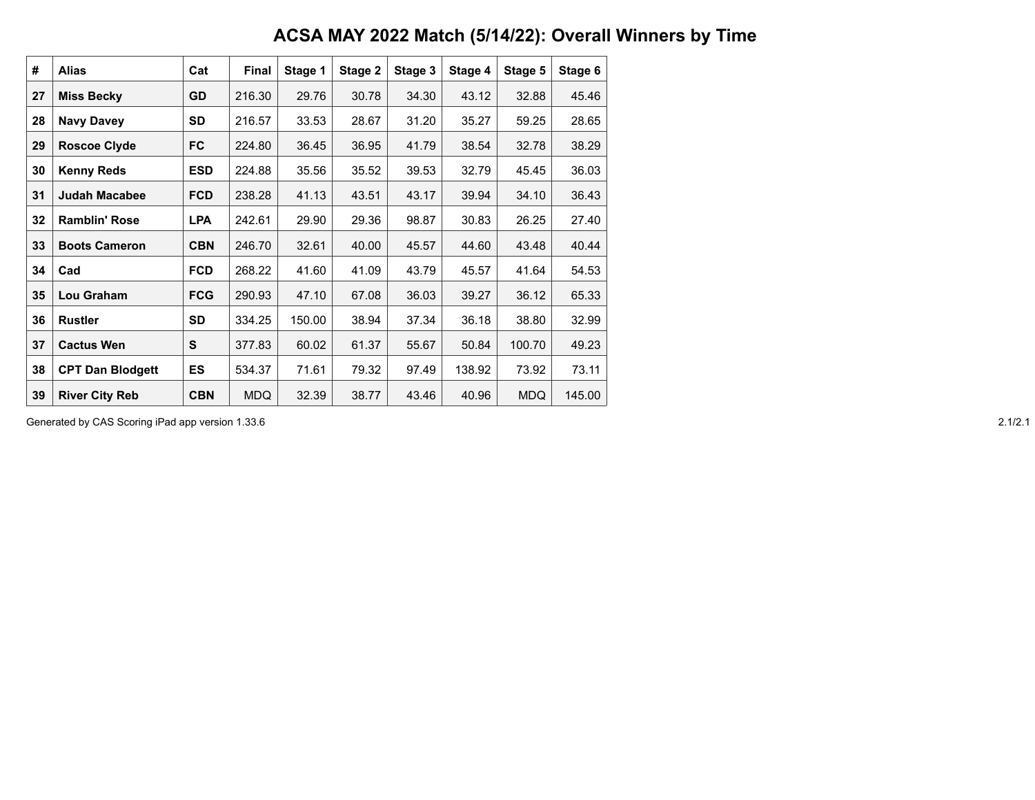# ACSA MAY 2022 Match (5/14/22): Overall Winners by Time

| # | Alias | Cat | Final | Stage 1 | Stage 2 | Stage 3 | Stage 4 | Stage 5 | Stage 6 |
|---|---|---|---|---|---|---|---|---|---|
| 27 | Miss Becky | GD | 216.30 | 29.76 | 30.78 | 34.30 | 43.12 | 32.88 | 45.46 |
| 28 | Navy Davey | SD | 216.57 | 33.53 | 28.67 | 31.20 | 35.27 | 59.25 | 28.65 |
| 29 | Roscoe Clyde | FC | 224.80 | 36.45 | 36.95 | 41.79 | 38.54 | 32.78 | 38.29 |
| 30 | Kenny Reds | ESD | 224.88 | 35.56 | 35.52 | 39.53 | 32.79 | 45.45 | 36.03 |
| 31 | Judah Macabee | FCD | 238.28 | 41.13 | 43.51 | 43.17 | 39.94 | 34.10 | 36.43 |
| 32 | Ramblin' Rose | LPA | 242.61 | 29.90 | 29.36 | 98.87 | 30.83 | 26.25 | 27.40 |
| 33 | Boots Cameron | CBN | 246.70 | 32.61 | 40.00 | 45.57 | 44.60 | 43.48 | 40.44 |
| 34 | Cad | FCD | 268.22 | 41.60 | 41.09 | 43.79 | 45.57 | 41.64 | 54.53 |
| 35 | Lou Graham | FCG | 290.93 | 47.10 | 67.08 | 36.03 | 39.27 | 36.12 | 65.33 |
| 36 | Rustler | SD | 334.25 | 150.00 | 38.94 | 37.34 | 36.18 | 38.80 | 32.99 |
| 37 | Cactus Wen | S | 377.83 | 60.02 | 61.37 | 55.67 | 50.84 | 100.70 | 49.23 |
| 38 | CPT Dan Blodgett | ES | 534.37 | 71.61 | 79.32 | 97.49 | 138.92 | 73.92 | 73.11 |
| 39 | River City Reb | CBN | MDQ | 32.39 | 38.77 | 43.46 | 40.96 | MDQ | 145.00 |

Generated by CAS Scoring iPad app version 1.33.6